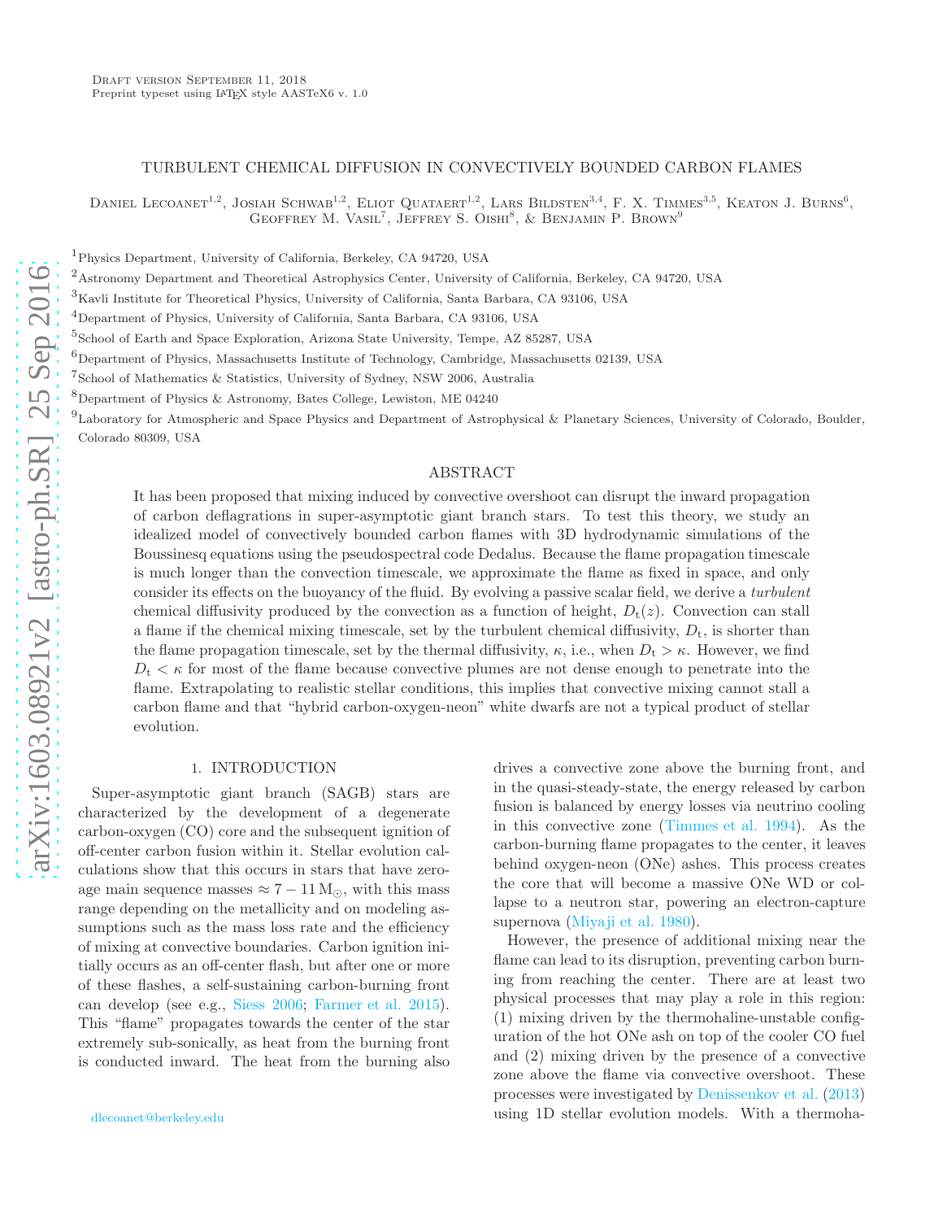Draft version September 11, 2018
Preprint typeset using LaTeX style AASTeX6 v. 1.0

# TURBULENT CHEMICAL DIFFUSION IN CONVECTIVELY BOUNDED CARBON FLAMES

Daniel Lecoanet[1,2], Josiah Schwab[1,2], Eliot Quataert[1,2], Lars Bildsten[3,4], F. X. Timmes[3,5], Keaton J. Burns[6], Geoffrey M. Vasil[7], Jeffrey S. Oishi[8], & Benjamin P. Brown[9]

[1]Physics Department, University of California, Berkeley, CA 94720, USA

[2]Astronomy Department and Theoretical Astrophysics Center, University of California, Berkeley, CA 94720, USA

[3]Kavli Institute for Theoretical Physics, University of California, Santa Barbara, CA 93106, USA

[4]Department of Physics, University of California, Santa Barbara, CA 93106, USA

[5]School of Earth and Space Exploration, Arizona State University, Tempe, AZ 85287, USA

[6]Department of Physics, Massachusetts Institute of Technology, Cambridge, Massachusetts 02139, USA

[7]School of Mathematics & Statistics, University of Sydney, NSW 2006, Australia

[8]Department of Physics & Astronomy, Bates College, Lewiston, ME 04240

[9]Laboratory for Atmospheric and Space Physics and Department of Astrophysical & Planetary Sciences, University of Colorado, Boulder, Colorado 80309, USA

## ABSTRACT

It has been proposed that mixing induced by convective overshoot can disrupt the inward propagation of carbon deflagrations in super-asymptotic giant branch stars. To test this theory, we study an idealized model of convectively bounded carbon flames with 3D hydrodynamic simulations of the Boussinesq equations using the pseudospectral code Dedalus. Because the flame propagation timescale is much longer than the convection timescale, we approximate the flame as fixed in space, and only consider its effects on the buoyancy of the fluid. By evolving a passive scalar field, we derive a *turbulent* chemical diffusivity produced by the convection as a function of height, $D_{\rm t}(z)$. Convection can stall a flame if the chemical mixing timescale, set by the turbulent chemical diffusivity, $D_{\rm t}$, is shorter than the flame propagation timescale, set by the thermal diffusivity, $\kappa$, i.e., when $D_{\rm t} > \kappa$. However, we find $D_{\rm t} < \kappa$ for most of the flame because convective plumes are not dense enough to penetrate into the flame. Extrapolating to realistic stellar conditions, this implies that convective mixing cannot stall a carbon flame and that "hybrid carbon-oxygen-neon" white dwarfs are not a typical product of stellar evolution.

## 1. INTRODUCTION

Super-asymptotic giant branch (SAGB) stars are characterized by the development of a degenerate carbon-oxygen (CO) core and the subsequent ignition of off-center carbon fusion within it. Stellar evolution calculations show that this occurs in stars that have zero-age main sequence masses $\approx 7-11\,{\rm M}_{\odot}$, with this mass range depending on the metallicity and on modeling assumptions such as the mass loss rate and the efficiency of mixing at convective boundaries. Carbon ignition initially occurs as an off-center flash, but after one or more of these flashes, a self-sustaining carbon-burning front can develop (see e.g., Siess 2006; Farmer et al. 2015). This "flame" propagates towards the center of the star extremely sub-sonically, as heat from the burning front is conducted inward. The heat from the burning also drives a convective zone above the burning front, and in the quasi-steady-state, the energy released by carbon fusion is balanced by energy losses via neutrino cooling in this convective zone (Timmes et al. 1994). As the carbon-burning flame propagates to the center, it leaves behind oxygen-neon (ONe) ashes. This process creates the core that will become a massive ONe WD or collapse to a neutron star, powering an electron-capture supernova (Miyaji et al. 1980).

However, the presence of additional mixing near the flame can lead to its disruption, preventing carbon burning from reaching the center. There are at least two physical processes that may play a role in this region: (1) mixing driven by the thermohaline-unstable configuration of the hot ONe ash on top of the cooler CO fuel and (2) mixing driven by the presence of a convective zone above the flame via convective overshoot. These processes were investigated by Denissenkov et al. (2013) using 1D stellar evolution models. With a thermoha-

dlecoanet@berkeley.edu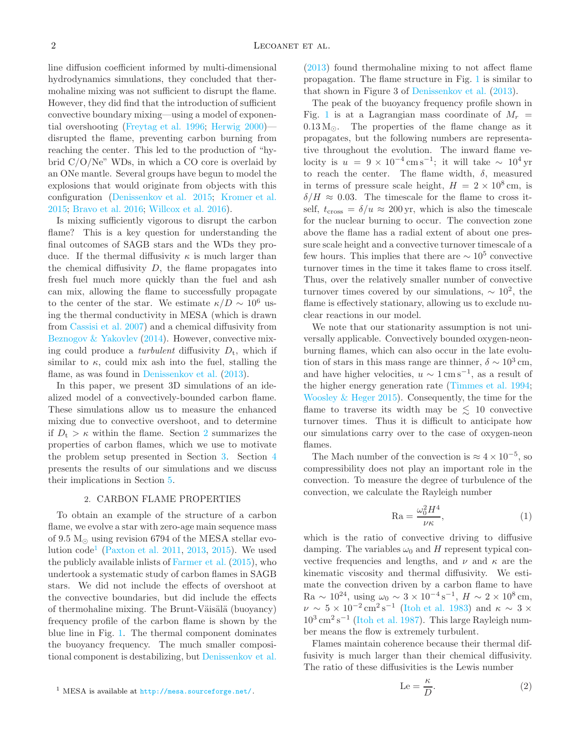line diffusion coefficient informed by multi-dimensional hydrodynamics simulations, they concluded that thermohaline mixing was not sufficient to disrupt the flame. However, they did find that the introduction of sufficient convective boundary mixing—using a model of exponential overshooting (Freytag et al. 1996; Herwig 2000)—disrupted the flame, preventing carbon burning from reaching the center. This led to the production of "hybrid C/O/Ne" WDs, in which a CO core is overlaid by an ONe mantle. Several groups have begun to model the explosions that would originate from objects with this configuration (Denissenkov et al. 2015; Kromer et al. 2015; Bravo et al. 2016; Willcox et al. 2016).

Is mixing sufficiently vigorous to disrupt the carbon flame? This is a key question for understanding the final outcomes of SAGB stars and the WDs they produce. If the thermal diffusivity $\kappa$ is much larger than the chemical diffusivity $D$, the flame propagates into fresh fuel much more quickly than the fuel and ash can mix, allowing the flame to successfully propagate to the center of the star. We estimate $\kappa/D \sim 10^6$ using the thermal conductivity in MESA (which is drawn from Cassisi et al. 2007) and a chemical diffusivity from Beznogov & Yakovlev (2014). However, convective mixing could produce a *turbulent* diffusivity $D_t$, which if similar to $\kappa$, could mix ash into the fuel, stalling the flame, as was found in Denissenkov et al. (2013).

In this paper, we present 3D simulations of an idealized model of a convectively-bounded carbon flame. These simulations allow us to measure the enhanced mixing due to convective overshoot, and to determine if $D_t > \kappa$ within the flame. Section 2 summarizes the properties of carbon flames, which we use to motivate the problem setup presented in Section 3. Section 4 presents the results of our simulations and we discuss their implications in Section 5.

## 2. CARBON FLAME PROPERTIES

To obtain an example of the structure of a carbon flame, we evolve a star with zero-age main sequence mass of 9.5 $M_\odot$ using revision 6794 of the MESA stellar evolution code[1] (Paxton et al. 2011, 2013, 2015). We used the publicly available inlists of Farmer et al. (2015), who undertook a systematic study of carbon flames in SAGB stars. We did not include the effects of overshoot at the convective boundaries, but did include the effects of thermohaline mixing. The Brunt-Väisälä (buoyancy) frequency profile of the carbon flame is shown by the blue line in Fig. 1. The thermal component dominates the buoyancy frequency. The much smaller compositional component is destabilizing, but Denissenkov et al. (2013) found thermohaline mixing to not affect flame propagation. The flame structure in Fig. 1 is similar to that shown in Figure 3 of Denissenkov et al. (2013).

The peak of the buoyancy frequency profile shown in Fig. 1 is at a Lagrangian mass coordinate of $M_r = 0.13\,M_\odot$. The properties of the flame change as it propagates, but the following numbers are representative throughout the evolution. The inward flame velocity is $u = 9\times10^{-4}\,\mathrm{cm\,s^{-1}}$; it will take $\sim 10^4\,\mathrm{yr}$ to reach the center. The flame width, $\delta$, measured in terms of pressure scale height, $H = 2\times10^8\,\mathrm{cm}$, is $\delta/H \approx 0.03$. The timescale for the flame to cross itself, $t_{\mathrm{cross}} = \delta/u \approx 200\,\mathrm{yr}$, which is also the timescale for the nuclear burning to occur. The convection zone above the flame has a radial extent of about one pressure scale height and a convective turnover timescale of a few hours. This implies that there are $\sim 10^5$ convective turnover times in the time it takes flame to cross itself. Thus, over the relatively smaller number of convective turnover times covered by our simulations, $\sim 10^2$, the flame is effectively stationary, allowing us to exclude nuclear reactions in our model.

We note that our stationarity assumption is not universally applicable. Convectively bounded oxygen-neon-burning flames, which can also occur in the late evolution of stars in this mass range are thinner, $\delta \sim 10^3\,\mathrm{cm}$, and have higher velocities, $u \sim 1\,\mathrm{cm\,s^{-1}}$, as a result of the higher energy generation rate (Timmes et al. 1994; Woosley & Heger 2015). Consequently, the time for the flame to traverse its width may be $\lesssim 10$ convective turnover times. Thus it is difficult to anticipate how our simulations carry over to the case of oxygen-neon flames.

The Mach number of the convection is $\approx 4\times10^{-5}$, so compressibility does not play an important role in the convection. To measure the degree of turbulence of the convection, we calculate the Rayleigh number

$$\mathrm{Ra} = \frac{\omega_0^2 H^4}{\nu\kappa}, \tag{1}$$

which is the ratio of convective driving to diffusive damping. The variables $\omega_0$ and $H$ represent typical convective frequencies and lengths, and $\nu$ and $\kappa$ are the kinematic viscosity and thermal diffusivity. We estimate the convection driven by a carbon flame to have $\mathrm{Ra} \sim 10^{24}$, using $\omega_0 \sim 3\times10^{-4}\,\mathrm{s^{-1}}$, $H \sim 2\times10^8\,\mathrm{cm}$, $\nu \sim 5\times10^{-2}\,\mathrm{cm^2\,s^{-1}}$ (Itoh et al. 1983) and $\kappa \sim 3\times10^3\,\mathrm{cm^2\,s^{-1}}$ (Itoh et al. 1987). This large Rayleigh number means the flow is extremely turbulent.

Flames maintain coherence because their thermal diffusivity is much larger than their chemical diffusivity. The ratio of these diffusivities is the Lewis number

$$\mathrm{Le} = \frac{\kappa}{D}. \tag{2}$$

[1] MESA is available at http://mesa.sourceforge.net/.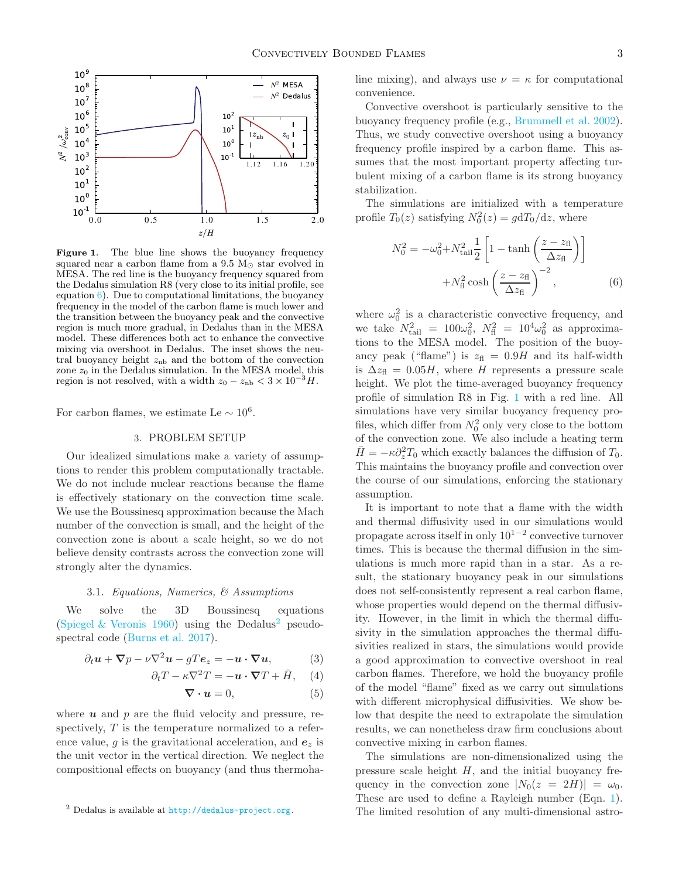**Figure 1**. The blue line shows the buoyancy frequency squared near a carbon flame from a 9.5 $M_\odot$ star evolved in MESA. The red line is the buoyancy frequency squared from the Dedalus simulation R8 (very close to its initial profile, see equation 6). Due to computational limitations, the buoyancy frequency in the model of the carbon flame is much lower and the transition between the buoyancy peak and the convective region is much more gradual, in Dedalus than in the MESA model. These differences both act to enhance the convective mixing via overshoot in Dedalus. The inset shows the neutral buoyancy height $z_{\rm nb}$ and the bottom of the convection zone $z_0$ in the Dedalus simulation. In the MESA model, this region is not resolved, with a width $z_0 - z_{\rm nb} < 3 \times 10^{-3} H$.

For carbon flames, we estimate $\mathrm{Le} \sim 10^6$.

## 3. PROBLEM SETUP

Our idealized simulations make a variety of assumptions to render this problem computationally tractable. We do not include nuclear reactions because the flame is effectively stationary on the convection time scale. We use the Boussinesq approximation because the Mach number of the convection is small, and the height of the convection zone is about a scale height, so we do not believe density contrasts across the convection zone will strongly alter the dynamics.

### 3.1. *Equations, Numerics, & Assumptions*

We solve the 3D Boussinesq equations (Spiegel & Veronis 1960) using the Dedalus[2] pseudo-spectral code (Burns et al. 2017).

$$\partial_t \boldsymbol{u} + \boldsymbol{\nabla} p - \nu \nabla^2 \boldsymbol{u} - g T \boldsymbol{e}_z = -\boldsymbol{u} \cdot \boldsymbol{\nabla} \boldsymbol{u}, \tag{3}$$

$$\partial_t T - \kappa \nabla^2 T = -\boldsymbol{u} \cdot \boldsymbol{\nabla} T + \bar{H}, \tag{4}$$

$$\boldsymbol{\nabla} \cdot \boldsymbol{u} = 0, \tag{5}$$

where $\boldsymbol{u}$ and $p$ are the fluid velocity and pressure, respectively, $T$ is the temperature normalized to a reference value, $g$ is the gravitational acceleration, and $\boldsymbol{e}_z$ is the unit vector in the vertical direction. We neglect the compositional effects on buoyancy (and thus thermohaline mixing), and always use $\nu = \kappa$ for computational convenience.

Convective overshoot is particularly sensitive to the buoyancy frequency profile (e.g., Brummell et al. 2002). Thus, we study convective overshoot using a buoyancy frequency profile inspired by a carbon flame. This assumes that the most important property affecting turbulent mixing of a carbon flame is its strong buoyancy stabilization.

The simulations are initialized with a temperature profile $T_0(z)$ satisfying $N_0^2(z) = g \mathrm{d}T_0/\mathrm{d}z$, where

$$N_0^2 = -\omega_0^2 + N_{\rm tail}^2 \frac{1}{2}\left[1 - \tanh\left(\frac{z - z_{\rm fl}}{\Delta z_{\rm fl}}\right)\right] + N_{\rm fl}^2 \cosh\left(\frac{z - z_{\rm fl}}{\Delta z_{\rm fl}}\right)^{-2}, \tag{6}$$

where $\omega_0^2$ is a characteristic convective frequency, and we take $N_{\rm tail}^2 = 100\omega_0^2$, $N_{\rm fl}^2 = 10^4 \omega_0^2$ as approximations to the MESA model. The position of the buoyancy peak ("flame") is $z_{\rm fl} = 0.9H$ and its half-width is $\Delta z_{\rm fl} = 0.05H$, where $H$ represents a pressure scale height. We plot the time-averaged buoyancy frequency profile of simulation R8 in Fig. 1 with a red line. All simulations have very similar buoyancy frequency profiles, which differ from $N_0^2$ only very close to the bottom of the convection zone. We also include a heating term $\bar{H} = -\kappa \partial_z^2 T_0$ which exactly balances the diffusion of $T_0$. This maintains the buoyancy profile and convection over the course of our simulations, enforcing the stationary assumption.

It is important to note that a flame with the width and thermal diffusivity used in our simulations would propagate across itself in only $10^{1-2}$ convective turnover times. This is because the thermal diffusion in the simulations is much more rapid than in a star. As a result, the stationary buoyancy peak in our simulations does not self-consistently represent a real carbon flame, whose properties would depend on the thermal diffusivity. However, in the limit in which the thermal diffusivity in the simulation approaches the thermal diffusivities realized in stars, the simulations would provide a good approximation to convective overshoot in real carbon flames. Therefore, we hold the buoyancy profile of the model "flame" fixed as we carry out simulations with different microphysical diffusivities. We show below that despite the need to extrapolate the simulation results, we can nonetheless draw firm conclusions about convective mixing in carbon flames.

The simulations are non-dimensionalized using the pressure scale height $H$, and the initial buoyancy frequency in the convection zone $|N_0(z = 2H)| = \omega_0$. These are used to define a Rayleigh number (Eqn. 1). The limited resolution of any multi-dimensional astro-

[2] Dedalus is available at http://dedalus-project.org.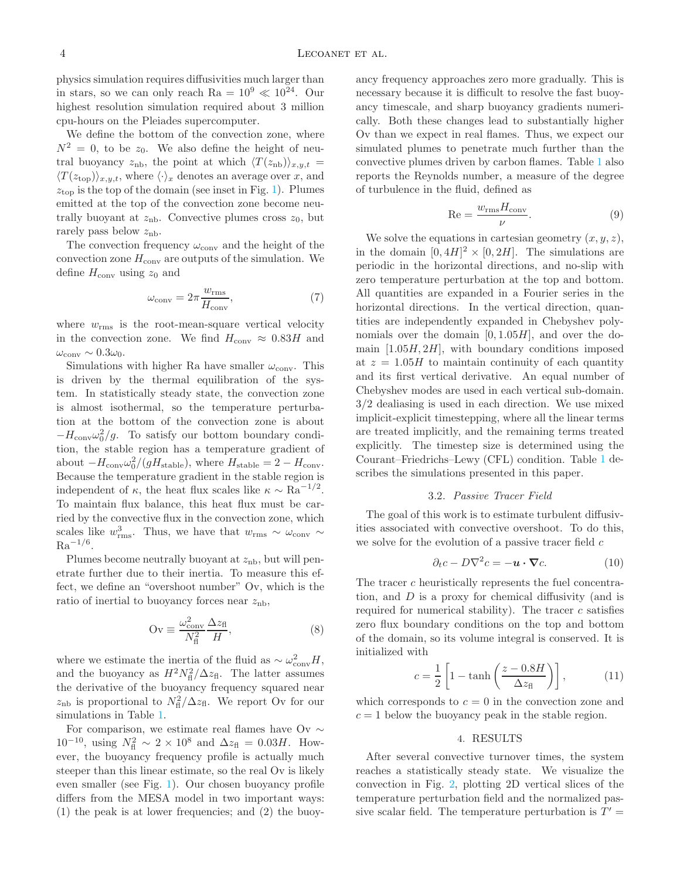physics simulation requires diffusivities much larger than in stars, so we can only reach $\mathrm{Ra} = 10^9 \ll 10^{24}$. Our highest resolution simulation required about 3 million cpu-hours on the Pleiades supercomputer.

We define the bottom of the convection zone, where $N^2 = 0$, to be $z_0$. We also define the height of neutral buoyancy $z_{\mathrm{nb}}$, the point at which $\langle T(z_{\mathrm{nb}})\rangle_{x,y,t} = \langle T(z_{\mathrm{top}})\rangle_{x,y,t}$, where $\langle\cdot\rangle_x$ denotes an average over $x$, and $z_{\mathrm{top}}$ is the top of the domain (see inset in Fig. 1). Plumes emitted at the top of the convection zone become neutrally buoyant at $z_{\mathrm{nb}}$. Convective plumes cross $z_0$, but rarely pass below $z_{\mathrm{nb}}$.

The convection frequency $\omega_{\mathrm{conv}}$ and the height of the convection zone $H_{\mathrm{conv}}$ are outputs of the simulation. We define $H_{\mathrm{conv}}$ using $z_0$ and

$$\omega_{\mathrm{conv}} = 2\pi \frac{w_{\mathrm{rms}}}{H_{\mathrm{conv}}}, \tag{7}$$

where $w_{\mathrm{rms}}$ is the root-mean-square vertical velocity in the convection zone. We find $H_{\mathrm{conv}} \approx 0.83H$ and $\omega_{\mathrm{conv}} \sim 0.3\omega_0$.

Simulations with higher Ra have smaller $\omega_{\mathrm{conv}}$. This is driven by the thermal equilibration of the system. In statistically steady state, the convection zone is almost isothermal, so the temperature perturbation at the bottom of the convection zone is about $-H_{\mathrm{conv}}\omega_0^2/g$. To satisfy our bottom boundary condition, the stable region has a temperature gradient of about $-H_{\mathrm{conv}}\omega_0^2/(gH_{\mathrm{stable}})$, where $H_{\mathrm{stable}} = 2 - H_{\mathrm{conv}}$. Because the temperature gradient in the stable region is independent of $\kappa$, the heat flux scales like $\kappa \sim \mathrm{Ra}^{-1/2}$. To maintain flux balance, this heat flux must be carried by the convective flux in the convection zone, which scales like $w_{\mathrm{rms}}^3$. Thus, we have that $w_{\mathrm{rms}} \sim \omega_{\mathrm{conv}} \sim \mathrm{Ra}^{-1/6}$.

Plumes become neutrally buoyant at $z_{\mathrm{nb}}$, but will penetrate further due to their inertia. To measure this effect, we define an "overshoot number" Ov, which is the ratio of inertial to buoyancy forces near $z_{\mathrm{nb}}$,

$$\mathrm{Ov} \equiv \frac{\omega_{\mathrm{conv}}^2}{N_{\mathrm{fl}}^2}\frac{\Delta z_{\mathrm{fl}}}{H}, \tag{8}$$

where we estimate the inertia of the fluid as $\sim \omega_{\mathrm{conv}}^2 H$, and the buoyancy as $H^2 N_{\mathrm{fl}}^2/\Delta z_{\mathrm{fl}}$. The latter assumes the derivative of the buoyancy frequency squared near $z_{\mathrm{nb}}$ is proportional to $N_{\mathrm{fl}}^2/\Delta z_{\mathrm{fl}}$. We report Ov for our simulations in Table 1.

For comparison, we estimate real flames have $\mathrm{Ov} \sim 10^{-10}$, using $N_{\mathrm{fl}}^2 \sim 2\times 10^8$ and $\Delta z_{\mathrm{fl}} = 0.03H$. However, the buoyancy frequency profile is actually much steeper than this linear estimate, so the real Ov is likely even smaller (see Fig. 1). Our chosen buoyancy profile differs from the MESA model in two important ways: (1) the peak is at lower frequencies; and (2) the buoyancy frequency approaches zero more gradually. This is necessary because it is difficult to resolve the fast buoyancy timescale, and sharp buoyancy gradients numerically. Both these changes lead to substantially higher Ov than we expect in real flames. Thus, we expect our simulated plumes to penetrate much further than the convective plumes driven by carbon flames. Table 1 also reports the Reynolds number, a measure of the degree of turbulence in the fluid, defined as

$$\mathrm{Re} = \frac{w_{\mathrm{rms}} H_{\mathrm{conv}}}{\nu}. \tag{9}$$

We solve the equations in cartesian geometry $(x, y, z)$, in the domain $[0, 4H]^2 \times [0, 2H]$. The simulations are periodic in the horizontal directions, and no-slip with zero temperature perturbation at the top and bottom. All quantities are expanded in a Fourier series in the horizontal directions. In the vertical direction, quantities are independently expanded in Chebyshev polynomials over the domain $[0, 1.05H]$, and over the domain $[1.05H, 2H]$, with boundary conditions imposed at $z = 1.05H$ to maintain continuity of each quantity and its first vertical derivative. An equal number of Chebyshev modes are used in each vertical sub-domain. 3/2 dealiasing is used in each direction. We use mixed implicit-explicit timestepping, where all the linear terms are treated implicitly, and the remaining terms treated explicitly. The timestep size is determined using the Courant–Friedrichs–Lewy (CFL) condition. Table 1 describes the simulations presented in this paper.

### 3.2. *Passive Tracer Field*

The goal of this work is to estimate turbulent diffusivities associated with convective overshoot. To do this, we solve for the evolution of a passive tracer field $c$

$$\partial_t c - D\nabla^2 c = -\boldsymbol{u}\cdot\boldsymbol{\nabla} c. \tag{10}$$

The tracer $c$ heuristically represents the fuel concentration, and $D$ is a proxy for chemical diffusivity (and is required for numerical stability). The tracer $c$ satisfies zero flux boundary conditions on the top and bottom of the domain, so its volume integral is conserved. It is initialized with

$$c = \frac{1}{2}\left[1 - \tanh\left(\frac{z - 0.8H}{\Delta z_{\mathrm{fl}}}\right)\right], \tag{11}$$

which corresponds to $c = 0$ in the convection zone and $c = 1$ below the buoyancy peak in the stable region.

## 4. RESULTS

After several convective turnover times, the system reaches a statistically steady state. We visualize the convection in Fig. 2, plotting 2D vertical slices of the temperature perturbation field and the normalized passive scalar field. The temperature perturbation is $T' =$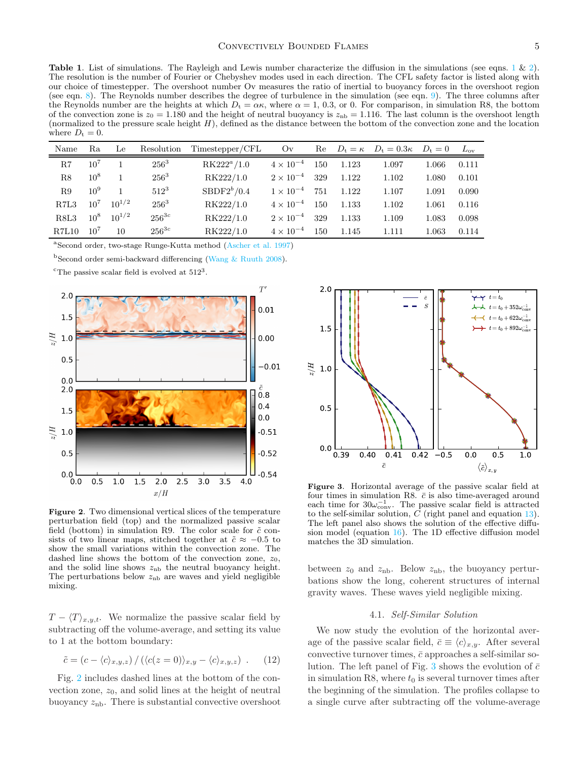**Table 1**. List of simulations. The Rayleigh and Lewis number characterize the diffusion in the simulations (see eqns. 1 & 2). The resolution is the number of Fourier or Chebyshev modes used in each direction. The CFL safety factor is listed along with our choice of timestepper. The overshoot number Ov measures the ratio of inertial to buoyancy forces in the overshoot region (see eqn. 8). The Reynolds number describes the degree of turbulence in the simulation (see eqn. 9). The three columns after the Reynolds number are the heights at which $D_t = \alpha\kappa$, where $\alpha = 1$, 0.3, or 0. For comparison, in simulation R8, the bottom of the convection zone is $z_0 = 1.180$ and the height of neutral buoyancy is $z_{nb} = 1.116$. The last column is the overshoot length (normalized to the pressure scale height $H$), defined as the distance between the bottom of the convection zone and the location where $D_t = 0$.

| Name | Ra | Le | Resolution | Timestepper/CFL | Ov | Re | $D_t = \kappa$ | $D_t = 0.3\kappa$ | $D_t = 0$ | $L_{ov}$ |
|---|---|---|---|---|---|---|---|---|---|---|
| R7 | $10^7$ | 1 | $256^3$ | RK222[a]/1.0 | $4 \times 10^{-4}$ | 150 | 1.123 | 1.097 | 1.066 | 0.111 |
| R8 | $10^8$ | 1 | $256^3$ | RK222/1.0 | $2 \times 10^{-4}$ | 329 | 1.122 | 1.102 | 1.080 | 0.101 |
| R9 | $10^9$ | 1 | $512^3$ | SBDF2[b]/0.4 | $1 \times 10^{-4}$ | 751 | 1.122 | 1.107 | 1.091 | 0.090 |
| R7L3 | $10^7$ | $10^{1/2}$ | $256^3$ | RK222/1.0 | $4 \times 10^{-4}$ | 150 | 1.133 | 1.102 | 1.061 | 0.116 |
| R8L3 | $10^8$ | $10^{1/2}$ | $256^{3c}$ | RK222/1.0 | $2 \times 10^{-4}$ | 329 | 1.133 | 1.109 | 1.083 | 0.098 |
| R7L10 | $10^7$ | 10 | $256^{3c}$ | RK222/1.0 | $4 \times 10^{-4}$ | 150 | 1.145 | 1.111 | 1.063 | 0.114 |

[a] Second order, two-stage Runge-Kutta method (Ascher et al. 1997)

[b] Second order semi-backward differencing (Wang & Ruuth 2008).

[c] The passive scalar field is evolved at $512^3$.

**Figure 2**. Two dimensional vertical slices of the temperature perturbation field (top) and the normalized passive scalar field (bottom) in simulation R9. The color scale for $\tilde{c}$ consists of two linear maps, stitched together at $\tilde{c} \approx -0.5$ to show the small variations within the convection zone. The dashed line shows the bottom of the convection zone, $z_0$, and the solid line shows $z_{nb}$ the neutral buoyancy height. The perturbations below $z_{nb}$ are waves and yield negligible mixing.

$T - \langle T \rangle_{x,y,t}$. We normalize the passive scalar field by subtracting off the volume-average, and setting its value to 1 at the bottom boundary:

$$\tilde{c} = \left(c - \langle c \rangle_{x,y,z}\right) / \left(\langle c(z=0) \rangle_{x,y} - \langle c \rangle_{x,y,z}\right) . \qquad (12)$$

Fig. 2 includes dashed lines at the bottom of the convection zone, $z_0$, and solid lines at the height of neutral buoyancy $z_{nb}$. There is substantial convective overshoot between $z_0$ and $z_{nb}$. Below $z_{nb}$, the buoyancy perturbations show the long, coherent structures of internal gravity waves. These waves yield negligible mixing.

**Figure 3**. Horizontal average of the passive scalar field at four times in simulation R8. $\bar{c}$ is also time-averaged around each time for $30\omega_{\rm conv}^{-1}$. The passive scalar field is attracted to the self-similar solution, $C$ (right panel and equation 13). The left panel also shows the solution of the effective diffusion model (equation 16). The 1D effective diffusion model matches the 3D simulation.

### 4.1. *Self-Similar Solution*

We now study the evolution of the horizontal average of the passive scalar field, $\bar{c} \equiv \langle c \rangle_{x,y}$. After several convective turnover times, $\bar{c}$ approaches a self-similar solution. The left panel of Fig. 3 shows the evolution of $\bar{c}$ in simulation R8, where $t_0$ is several turnover times after the beginning of the simulation. The profiles collapse to a single curve after subtracting off the volume-average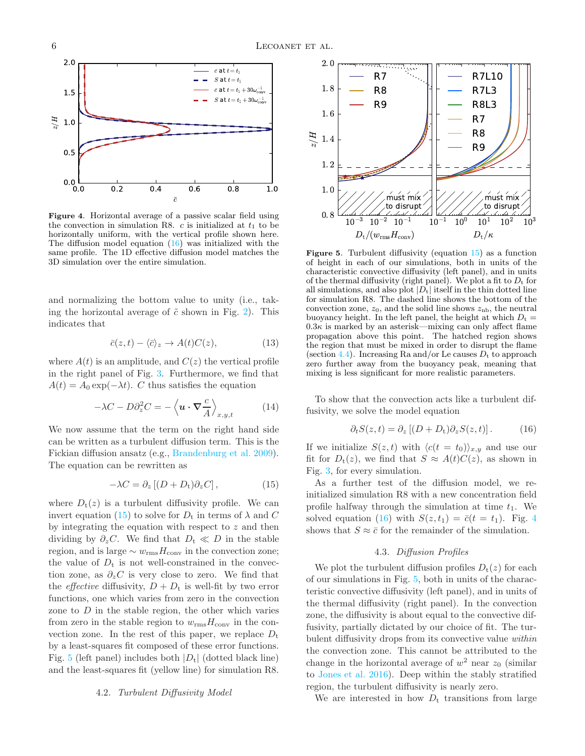**Figure 4.** Horizontal average of a passive scalar field using the convection in simulation R8. $c$ is initialized at $t_1$ to be horizontally uniform, with the vertical profile shown here. The diffusion model equation (16) was initialized with the same profile. The 1D effective diffusion model matches the 3D simulation over the entire simulation.

and normalizing the bottom value to unity (i.e., taking the horizontal average of $\tilde{c}$ shown in Fig. 2). This indicates that

$$\bar{c}(z,t) - \langle \bar{c} \rangle_z \rightarrow A(t)C(z), \tag{13}$$

where $A(t)$ is an amplitude, and $C(z)$ the vertical profile in the right panel of Fig. 3. Furthermore, we find that $A(t) = A_0 \exp(-\lambda t)$. $C$ thus satisfies the equation

$$-\lambda C - D\partial_z^2 C = -\left\langle \boldsymbol{u} \cdot \boldsymbol{\nabla} \frac{c}{A} \right\rangle_{x,y,t} \tag{14}$$

We now assume that the term on the right hand side can be written as a turbulent diffusion term. This is the Fickian diffusion ansatz (e.g., Brandenburg et al. 2009). The equation can be rewritten as

$$-\lambda C = \partial_z \left[ (D + D_t)\partial_z C \right], \tag{15}$$

where $D_t(z)$ is a turbulent diffusivity profile. We can invert equation (15) to solve for $D_t$ in terms of $\lambda$ and $C$ by integrating the equation with respect to $z$ and then dividing by $\partial_z C$. We find that $D_t \ll D$ in the stable region, and is large $\sim w_{\rm rms} H_{\rm conv}$ in the convection zone; the value of $D_t$ is not well-constrained in the convection zone, as $\partial_z C$ is very close to zero. We find that the *effective* diffusivity, $D + D_t$ is well-fit by two error functions, one which varies from zero in the convection zone to $D$ in the stable region, the other which varies from zero in the stable region to $w_{\rm rms} H_{\rm conv}$ in the convection zone. In the rest of this paper, we replace $D_t$ by a least-squares fit composed of these error functions. Fig. 5 (left panel) includes both $|D_t|$ (dotted black line) and the least-squares fit (yellow line) for simulation R8.

**Figure 5.** Turbulent diffusivity (equation 15) as a function of height in each of our simulations, both in units of the characteristic convective diffusivity (left panel), and in units of the thermal diffusivity (right panel). We plot a fit to $D_t$ for all simulations, and also plot $|D_t|$ itself in the thin dotted line for simulation R8. The dashed line shows the bottom of the convection zone, $z_0$, and the solid line shows $z_{\rm nb}$, the neutral buoyancy height. In the left panel, the height at which $D_t = 0.3\kappa$ is marked by an asterisk—mixing can only affect flame propagation above this point. The hatched region shows the region that must be mixed in order to disrupt the flame (section 4.4). Increasing Ra and/or Le causes $D_t$ to approach zero further away from the buoyancy peak, meaning that mixing is less significant for more realistic parameters.

### 4.2. *Turbulent Diffusivity Model*

To show that the convection acts like a turbulent diffusivity, we solve the model equation

$$\partial_t S(z,t) = \partial_z \left[ (D + D_t)\partial_z S(z,t) \right]. \tag{16}$$

If we initialize $S(z,t)$ with $\langle c(t = t_0) \rangle_{x,y}$ and use our fit for $D_t(z)$, we find that $S \approx A(t)C(z)$, as shown in Fig. 3, for every simulation.

As a further test of the diffusion model, we re-initialized simulation R8 with a new concentration field profile halfway through the simulation at time $t_1$. We solved equation (16) with $S(z,t_1) = \bar{c}(t = t_1)$. Fig. 4 shows that $S \approx \bar{c}$ for the remainder of the simulation.

### 4.3. *Diffusion Profiles*

We plot the turbulent diffusion profiles $D_t(z)$ for each of our simulations in Fig. 5, both in units of the characteristic convective diffusivity (left panel), and in units of the thermal diffusivity (right panel). In the convection zone, the diffusivity is about equal to the convective diffusivity, partially dictated by our choice of fit. The turbulent diffusivity drops from its convective value *within* the convection zone. This cannot be attributed to the change in the horizontal average of $w^2$ near $z_0$ (similar to Jones et al. 2016). Deep within the stably stratified region, the turbulent diffusivity is nearly zero.

We are interested in how $D_t$ transitions from large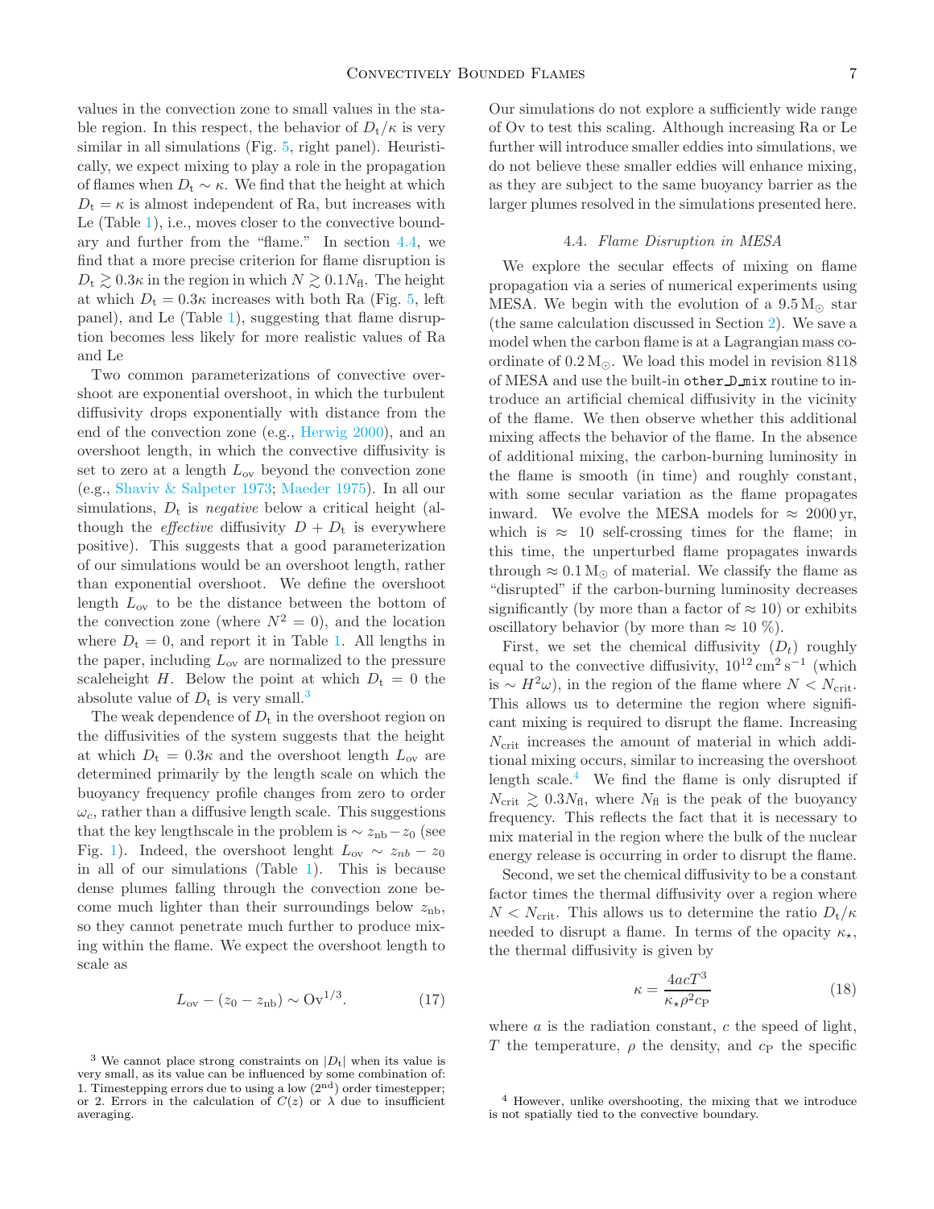values in the convection zone to small values in the stable region. In this respect, the behavior of $D_\mathrm{t}/\kappa$ is very similar in all simulations (Fig. 5, right panel). Heuristically, we expect mixing to play a role in the propagation of flames when $D_\mathrm{t} \sim \kappa$. We find that the height at which $D_\mathrm{t} = \kappa$ is almost independent of Ra, but increases with Le (Table 1), i.e., moves closer to the convective boundary and further from the "flame." In section 4.4, we find that a more precise criterion for flame disruption is $D_\mathrm{t} \gtrsim 0.3\kappa$ in the region in which $N \gtrsim 0.1 N_\mathrm{fl}$. The height at which $D_\mathrm{t} = 0.3\kappa$ increases with both Ra (Fig. 5, left panel), and Le (Table 1), suggesting that flame disruption becomes less likely for more realistic values of Ra and Le

Two common parameterizations of convective overshoot are exponential overshoot, in which the turbulent diffusivity drops exponentially with distance from the end of the convection zone (e.g., Herwig 2000), and an overshoot length, in which the convective diffusivity is set to zero at a length $L_\mathrm{ov}$ beyond the convection zone (e.g., Shaviv & Salpeter 1973; Maeder 1975). In all our simulations, $D_\mathrm{t}$ is *negative* below a critical height (although the *effective* diffusivity $D + D_\mathrm{t}$ is everywhere positive). This suggests that a good parameterization of our simulations would be an overshoot length, rather than exponential overshoot. We define the overshoot length $L_\mathrm{ov}$ to be the distance between the bottom of the convection zone (where $N^2 = 0$), and the location where $D_\mathrm{t} = 0$, and report it in Table 1. All lengths in the paper, including $L_\mathrm{ov}$ are normalized to the pressure scaleheight $H$. Below the point at which $D_\mathrm{t} = 0$ the absolute value of $D_\mathrm{t}$ is very small.[3]

The weak dependence of $D_\mathrm{t}$ in the overshoot region on the diffusivities of the system suggests that the height at which $D_\mathrm{t} = 0.3\kappa$ and the overshoot length $L_\mathrm{ov}$ are determined primarily by the length scale on which the buoyancy frequency profile changes from zero to order $\omega_c$, rather than a diffusive length scale. This suggestions that the key lengthscale in the problem is $\sim z_\mathrm{nb} - z_0$ (see Fig. 1). Indeed, the overshoot lenght $L_\mathrm{ov} \sim z_{nb} - z_0$ in all of our simulations (Table 1). This is because dense plumes falling through the convection zone become much lighter than their surroundings below $z_\mathrm{nb}$, so they cannot penetrate much further to produce mixing within the flame. We expect the overshoot length to scale as

$$L_\mathrm{ov} - (z_0 - z_\mathrm{nb}) \sim \mathrm{Ov}^{1/3}. \tag{17}$$

Our simulations do not explore a sufficiently wide range of Ov to test this scaling. Although increasing Ra or Le further will introduce smaller eddies into simulations, we do not believe these smaller eddies will enhance mixing, as they are subject to the same buoyancy barrier as the larger plumes resolved in the simulations presented here.

### 4.4. *Flame Disruption in MESA*

We explore the secular effects of mixing on flame propagation via a series of numerical experiments using MESA. We begin with the evolution of a $9.5\,\mathrm{M}_\odot$ star (the same calculation discussed in Section 2). We save a model when the carbon flame is at a Lagrangian mass coordinate of $0.2\,\mathrm{M}_\odot$. We load this model in revision 8118 of MESA and use the built-in `other_D_mix` routine to introduce an artificial chemical diffusivity in the vicinity of the flame. We then observe whether this additional mixing affects the behavior of the flame. In the absence of additional mixing, the carbon-burning luminosity in the flame is smooth (in time) and roughly constant, with some secular variation as the flame propagates inward. We evolve the MESA models for $\approx 2000\,\mathrm{yr}$, which is $\approx$ 10 self-crossing times for the flame; in this time, the unperturbed flame propagates inwards through $\approx 0.1\,\mathrm{M}_\odot$ of material. We classify the flame as "disrupted" if the carbon-burning luminosity decreases significantly (by more than a factor of $\approx 10$) or exhibits oscillatory behavior (by more than $\approx 10\,\%$).

First, we set the chemical diffusivity ($D_t$) roughly equal to the convective diffusivity, $10^{12}\,\mathrm{cm}^2\,\mathrm{s}^{-1}$ (which is $\sim H^2\omega$), in the region of the flame where $N < N_\mathrm{crit}$. This allows us to determine the region where significant mixing is required to disrupt the flame. Increasing $N_\mathrm{crit}$ increases the amount of material in which additional mixing occurs, similar to increasing the overshoot length scale.[4] We find the flame is only disrupted if $N_\mathrm{crit} \gtrsim 0.3 N_\mathrm{fl}$, where $N_\mathrm{fl}$ is the peak of the buoyancy frequency. This reflects the fact that it is necessary to mix material in the region where the bulk of the nuclear energy release is occurring in order to disrupt the flame.

Second, we set the chemical diffusivity to be a constant factor times the thermal diffusivity over a region where $N < N_\mathrm{crit}$. This allows us to determine the ratio $D_\mathrm{t}/\kappa$ needed to disrupt a flame. In terms of the opacity $\kappa_\star$, the thermal diffusivity is given by

$$\kappa = \frac{4acT^3}{\kappa_\star \rho^2 c_\mathrm{P}} \tag{18}$$

where $a$ is the radiation constant, $c$ the speed of light, $T$ the temperature, $\rho$ the density, and $c_\mathrm{P}$ the specific

[3] We cannot place strong constraints on $|D_\mathrm{t}|$ when its value is very small, as its value can be influenced by some combination of: 1. Timestepping errors due to using a low (2$^\mathrm{nd}$) order timestepper; or 2. Errors in the calculation of $C(z)$ or $\lambda$ due to insufficient averaging.

[4] However, unlike overshooting, the mixing that we introduce is not spatially tied to the convective boundary.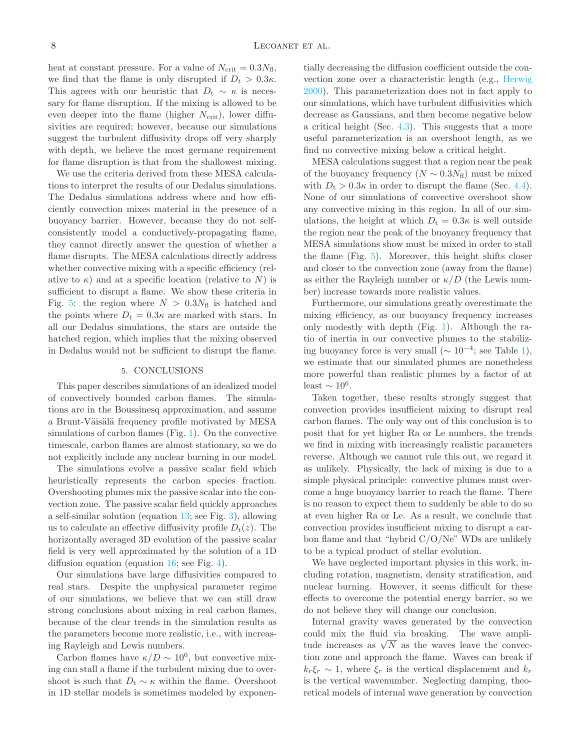heat at constant pressure. For a value of $N_{\rm crit} = 0.3N_{\rm fl}$, we find that the flame is only disrupted if $D_t > 0.3\kappa$. This agrees with our heuristic that $D_{\rm t} \sim \kappa$ is necessary for flame disruption. If the mixing is allowed to be even deeper into the flame (higher $N_{\rm crit}$), lower diffusivities are required; however, because our simulations suggest the turbulent diffusivity drops off very sharply with depth, we believe the most germane requirement for flame disruption is that from the shallowest mixing.

We use the criteria derived from these MESA calculations to interpret the results of our Dedalus simulations. The Dedalus simulations address where and how efficiently convection mixes material in the presence of a buoyancy barrier. However, because they do not self-consistently model a conductively-propagating flame, they cannot directly answer the question of whether a flame disrupts. The MESA calculations directly address whether convective mixing with a specific efficiency (relative to $\kappa$) and at a specific location (relative to $N$) is sufficient to disrupt a flame. We show these criteria in Fig. 5: the region where $N > 0.3N_{\rm fl}$ is hatched and the points where $D_{\rm t} = 0.3\kappa$ are marked with stars. In all our Dedalus simulations, the stars are outside the hatched region, which implies that the mixing observed in Dedalus would not be sufficient to disrupt the flame.

## 5. CONCLUSIONS

This paper describes simulations of an idealized model of convectively bounded carbon flames. The simulations are in the Boussinesq approximation, and assume a Brunt-Väisälä frequency profile motivated by MESA simulations of carbon flames (Fig. 1). On the convective timescale, carbon flames are almost stationary, so we do not explicitly include any nuclear burning in our model.

The simulations evolve a passive scalar field which heuristically represents the carbon species fraction. Overshooting plumes mix the passive scalar into the convection zone. The passive scalar field quickly approaches a self-similar solution (equation 13; see Fig. 3), allowing us to calculate an effective diffusivity profile $D_{\rm t}(z)$. The horizontally averaged 3D evolution of the passive scalar field is very well approximated by the solution of a 1D diffusion equation (equation 16; see Fig. 4).

Our simulations have large diffusivities compared to real stars. Despite the unphysical parameter regime of our simulations, we believe that we can still draw strong conclusions about mixing in real carbon flames, because of the clear trends in the simulation results as the parameters become more realistic, i.e., with increasing Rayleigh and Lewis numbers.

Carbon flames have $\kappa/D \sim 10^6$, but convective mixing can stall a flame if the turbulent mixing due to overshoot is such that $D_{\rm t} \sim \kappa$ within the flame. Overshoot in 1D stellar models is sometimes modeled by exponentially decreasing the diffusion coefficient outside the convection zone over a characteristic length (e.g., Herwig 2000). This parameterization does not in fact apply to our simulations, which have turbulent diffusivities which decrease as Gaussians, and then become negative below a critical height (Sec. 4.3). This suggests that a more useful parameterization is an overshoot length, as we find no convective mixing below a critical height.

MESA calculations suggest that a region near the peak of the buoyancy frequency ($N \sim 0.3N_{\rm fl}$) must be mixed with $D_{\rm t} > 0.3\kappa$ in order to disrupt the flame (Sec. 4.4). None of our simulations of convective overshoot show any convective mixing in this region. In all of our simulations, the height at which $D_{\rm t} = 0.3\kappa$ is well outside the region near the peak of the buoyancy frequency that MESA simulations show must be mixed in order to stall the flame (Fig. 5). Moreover, this height shifts closer and closer to the convection zone (away from the flame) as either the Rayleigh number or $\kappa/D$ (the Lewis number) increase towards more realistic values.

Furthermore, our simulations greatly overestimate the mixing efficiency, as our buoyancy frequency increases only modestly with depth (Fig. 1). Although the ratio of inertia in our convective plumes to the stabilizing buoyancy force is very small ($\sim 10^{-4}$; see Table 1), we estimate that our simulated plumes are nonetheless more powerful than realistic plumes by a factor of at least $\sim 10^6$.

Taken together, these results strongly suggest that convection provides insufficient mixing to disrupt real carbon flames. The only way out of this conclusion is to posit that for yet higher Ra or Le numbers, the trends we find in mixing with increasingly realistic parameters reverse. Although we cannot rule this out, we regard it as unlikely. Physically, the lack of mixing is due to a simple physical principle: convective plumes must overcome a huge buoyancy barrier to reach the flame. There is no reason to expect them to suddenly be able to do so at even higher Ra or Le. As a result, we conclude that convection provides insufficient mixing to disrupt a carbon flame and that "hybrid C/O/Ne" WDs are unlikely to be a typical product of stellar evolution.

We have neglected important physics in this work, including rotation, magnetism, density stratification, and nuclear burning. However, it seems difficult for these effects to overcome the potential energy barrier, so we do not believe they will change our conclusion.

Internal gravity waves generated by the convection could mix the fluid via breaking. The wave amplitude increases as $\sqrt{N}$ as the waves leave the convection zone and approach the flame. Waves can break if $k_r\xi_r \sim 1$, where $\xi_r$ is the vertical displacement and $k_r$ is the vertical wavenumber. Neglecting damping, theoretical models of internal wave generation by convection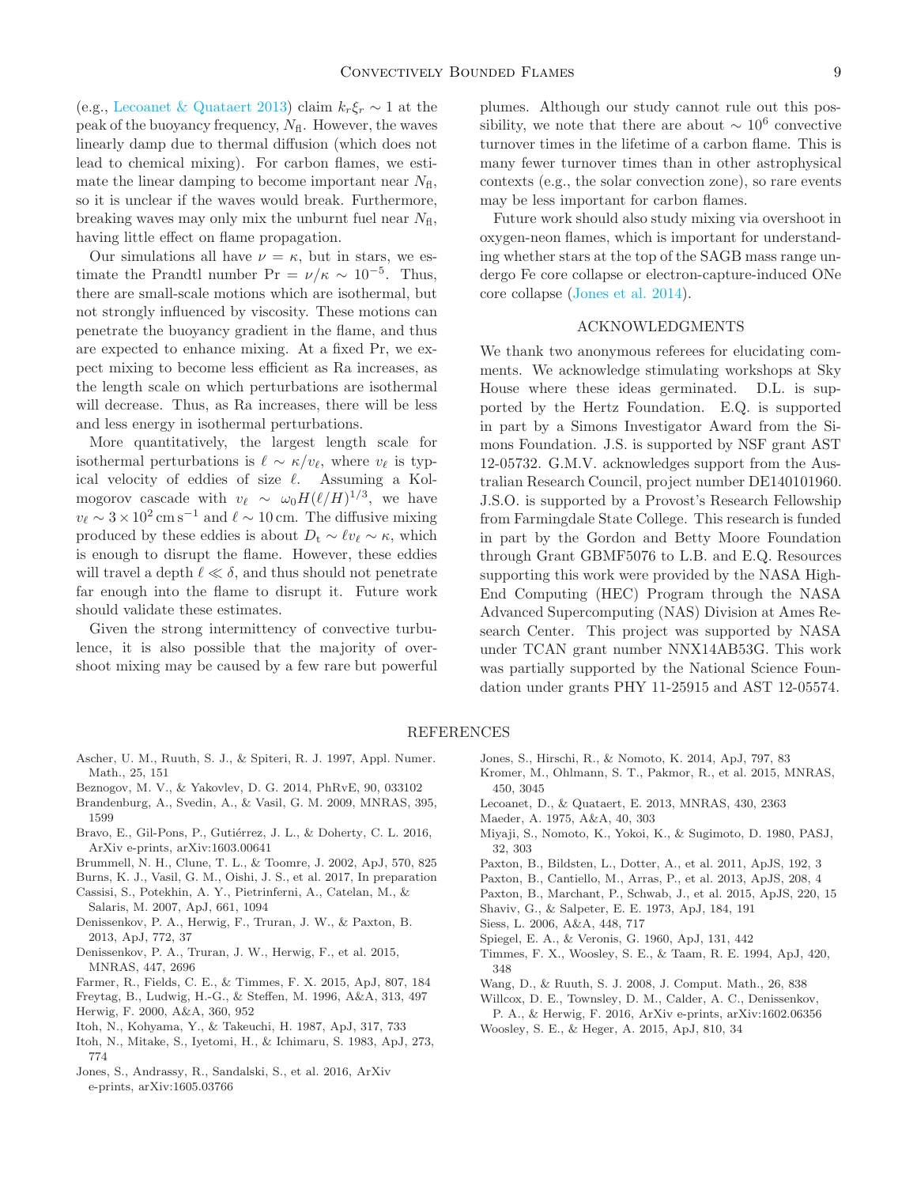(e.g., Lecoanet & Quataert 2013) claim $k_r \xi_r \sim 1$ at the peak of the buoyancy frequency, $N_{\rm fl}$. However, the waves linearly damp due to thermal diffusion (which does not lead to chemical mixing). For carbon flames, we estimate the linear damping to become important near $N_{\rm fl}$, so it is unclear if the waves would break. Furthermore, breaking waves may only mix the unburnt fuel near $N_{\rm fl}$, having little effect on flame propagation.

Our simulations all have $\nu = \kappa$, but in stars, we estimate the Prandtl number $\mathrm{Pr} = \nu/\kappa \sim 10^{-5}$. Thus, there are small-scale motions which are isothermal, but not strongly influenced by viscosity. These motions can penetrate the buoyancy gradient in the flame, and thus are expected to enhance mixing. At a fixed Pr, we expect mixing to become less efficient as Ra increases, as the length scale on which perturbations are isothermal will decrease. Thus, as Ra increases, there will be less and less energy in isothermal perturbations.

More quantitatively, the largest length scale for isothermal perturbations is $\ell \sim \kappa/v_\ell$, where $v_\ell$ is typical velocity of eddies of size $\ell$. Assuming a Kolmogorov cascade with $v_\ell \sim \omega_0 H (\ell/H)^{1/3}$, we have $v_\ell \sim 3\times10^2\,\mathrm{cm\,s^{-1}}$ and $\ell \sim 10\,\mathrm{cm}$. The diffusive mixing produced by these eddies is about $D_{\rm t} \sim \ell v_\ell \sim \kappa$, which is enough to disrupt the flame. However, these eddies will travel a depth $\ell \ll \delta$, and thus should not penetrate far enough into the flame to disrupt it. Future work should validate these estimates.

Given the strong intermittency of convective turbulence, it is also possible that the majority of overshoot mixing may be caused by a few rare but powerful plumes. Although our study cannot rule out this possibility, we note that there are about $\sim 10^6$ convective turnover times in the lifetime of a carbon flame. This is many fewer turnover times than in other astrophysical contexts (e.g., the solar convection zone), so rare events may be less important for carbon flames.

Future work should also study mixing via overshoot in oxygen-neon flames, which is important for understanding whether stars at the top of the SAGB mass range undergo Fe core collapse or electron-capture-induced ONe core collapse (Jones et al. 2014).

## ACKNOWLEDGMENTS

We thank two anonymous referees for elucidating comments. We acknowledge stimulating workshops at Sky House where these ideas germinated. D.L. is supported by the Hertz Foundation. E.Q. is supported in part by a Simons Investigator Award from the Simons Foundation. J.S. is supported by NSF grant AST 12-05732. G.M.V. acknowledges support from the Australian Research Council, project number DE140101960. J.S.O. is supported by a Provost's Research Fellowship from Farmingdale State College. This research is funded in part by the Gordon and Betty Moore Foundation through Grant GBMF5076 to L.B. and E.Q. Resources supporting this work were provided by the NASA High-End Computing (HEC) Program through the NASA Advanced Supercomputing (NAS) Division at Ames Research Center. This project was supported by NASA under TCAN grant number NNX14AB53G. This work was partially supported by the National Science Foundation under grants PHY 11-25915 and AST 12-05574.

## REFERENCES

Ascher, U. M., Ruuth, S. J., & Spiteri, R. J. 1997, Appl. Numer. Math., 25, 151

Beznogov, M. V., & Yakovlev, D. G. 2014, PhRvE, 90, 033102

Brandenburg, A., Svedin, A., & Vasil, G. M. 2009, MNRAS, 395, 1599

Bravo, E., Gil-Pons, P., Gutiérrez, J. L., & Doherty, C. L. 2016, ArXiv e-prints, arXiv:1603.00641

Brummell, N. H., Clune, T. L., & Toomre, J. 2002, ApJ, 570, 825

Burns, K. J., Vasil, G. M., Oishi, J. S., et al. 2017, In preparation

Cassisi, S., Potekhin, A. Y., Pietrinferni, A., Catelan, M., & Salaris, M. 2007, ApJ, 661, 1094

Denissenkov, P. A., Herwig, F., Truran, J. W., & Paxton, B. 2013, ApJ, 772, 37

Denissenkov, P. A., Truran, J. W., Herwig, F., et al. 2015, MNRAS, 447, 2696

Farmer, R., Fields, C. E., & Timmes, F. X. 2015, ApJ, 807, 184

Freytag, B., Ludwig, H.-G., & Steffen, M. 1996, A&A, 313, 497

Herwig, F. 2000, A&A, 360, 952

Itoh, N., Kohyama, Y., & Takeuchi, H. 1987, ApJ, 317, 733

Itoh, N., Mitake, S., Iyetomi, H., & Ichimaru, S. 1983, ApJ, 273, 774

Jones, S., Andrassy, R., Sandalski, S., et al. 2016, ArXiv e-prints, arXiv:1605.03766

Jones, S., Hirschi, R., & Nomoto, K. 2014, ApJ, 797, 83

Kromer, M., Ohlmann, S. T., Pakmor, R., et al. 2015, MNRAS, 450, 3045

Lecoanet, D., & Quataert, E. 2013, MNRAS, 430, 2363

Maeder, A. 1975, A&A, 40, 303

Miyaji, S., Nomoto, K., Yokoi, K., & Sugimoto, D. 1980, PASJ, 32, 303

Paxton, B., Bildsten, L., Dotter, A., et al. 2011, ApJS, 192, 3

Paxton, B., Cantiello, M., Arras, P., et al. 2013, ApJS, 208, 4

Paxton, B., Marchant, P., Schwab, J., et al. 2015, ApJS, 220, 15

Shaviv, G., & Salpeter, E. E. 1973, ApJ, 184, 191

Siess, L. 2006, A&A, 448, 717

Spiegel, E. A., & Veronis, G. 1960, ApJ, 131, 442

Timmes, F. X., Woosley, S. E., & Taam, R. E. 1994, ApJ, 420, 348

Wang, D., & Ruuth, S. J. 2008, J. Comput. Math., 26, 838

Willcox, D. E., Townsley, D. M., Calder, A. C., Denissenkov, P. A., & Herwig, F. 2016, ArXiv e-prints, arXiv:1602.06356

Woosley, S. E., & Heger, A. 2015, ApJ, 810, 34